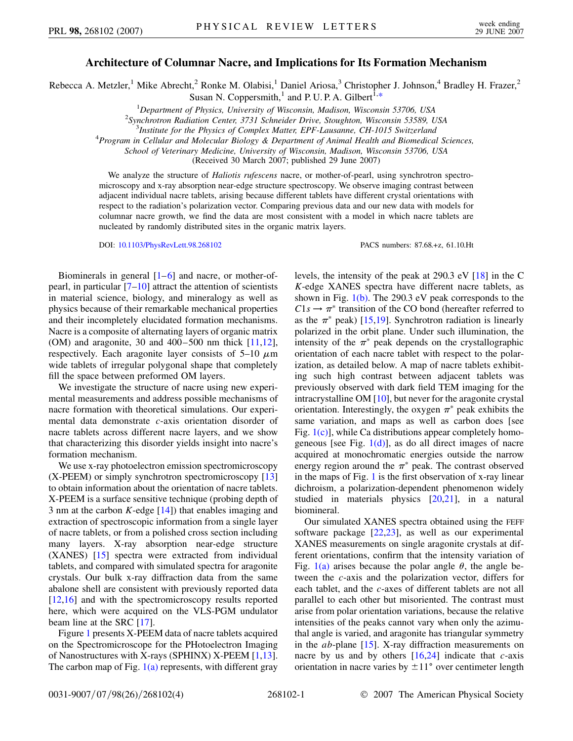# Architecture of Columnar Nacre, and Implications for Its Formation Mechanism

Rebecca A. Metzler,[1] Mike Abrecht,[2] Ronke M. Olabisi,[1] Daniel Ariosa,[3] Christopher J. Johnson,[4] Bradley H. Frazer,[2] Susan N. Coppersmith,[1] and P. U. P. A. Gilbert[1,*]

[1]*Department of Physics, University of Wisconsin, Madison, Wisconsin 53706, USA*
[2]*Synchrotron Radiation Center, 3731 Schneider Drive, Stoughton, Wisconsin 53589, USA*
[3]*Institute for the Physics of Complex Matter, EPF-Lausanne, CH-1015 Switzerland*
[4]*Program in Cellular and Molecular Biology & Department of Animal Health and Biomedical Sciences, School of Veterinary Medicine, University of Wisconsin, Madison, Wisconsin 53706, USA*

(Received 30 March 2007; published 29 June 2007)

We analyze the structure of *Haliotis rufescens* nacre, or mother-of-pearl, using synchrotron spectromicroscopy and x-ray absorption near-edge structure spectroscopy. We observe imaging contrast between adjacent individual nacre tablets, arising because different tablets have different crystal orientations with respect to the radiation's polarization vector. Comparing previous data and our new data with models for columnar nacre growth, we find the data are most consistent with a model in which nacre tablets are nucleated by randomly distributed sites in the organic matrix layers.

DOI: 10.1103/PhysRevLett.98.268102

PACS numbers: 87.68.+z, 61.10.Ht

Biominerals in general [1–6] and nacre, or mother-of-pearl, in particular [7–10] attract the attention of scientists in material science, biology, and mineralogy as well as physics because of their remarkable mechanical properties and their incompletely elucidated formation mechanisms. Nacre is a composite of alternating layers of organic matrix (OM) and aragonite, 30 and 400–500 nm thick [11,12], respectively. Each aragonite layer consists of 5–10 $\mu$m wide tablets of irregular polygonal shape that completely fill the space between preformed OM layers.

We investigate the structure of nacre using new experimental measurements and address possible mechanisms of nacre formation with theoretical simulations. Our experimental data demonstrate $c$-axis orientation disorder of nacre tablets across different nacre layers, and we show that characterizing this disorder yields insight into nacre's formation mechanism.

We use x-ray photoelectron emission spectromicroscopy (X-PEEM) or simply synchrotron spectromicroscopy [13] to obtain information about the orientation of nacre tablets. X-PEEM is a surface sensitive technique (probing depth of 3 nm at the carbon $K$-edge [14]) that enables imaging and extraction of spectroscopic information from a single layer of nacre tablets, or from a polished cross section including many layers. X-ray absorption near-edge structure (XANES) [15] spectra were extracted from individual tablets, and compared with simulated spectra for aragonite crystals. Our bulk x-ray diffraction data from the same abalone shell are consistent with previously reported data [12,16] and with the spectromicroscopy results reported here, which were acquired on the VLS-PGM undulator beam line at the SRC [17].

Figure 1 presents X-PEEM data of nacre tablets acquired on the Spectromicroscope for the PHotoelectron Imaging of Nanostructures with X-rays (SPHINX) X-PEEM [1,13]. The carbon map of Fig. 1(a) represents, with different gray levels, the intensity of the peak at 290.3 eV [18] in the C $K$-edge XANES spectra have different nacre tablets, as shown in Fig. 1(b). The 290.3 eV peak corresponds to the $C1s \rightarrow \pi^*$ transition of the CO bond (hereafter referred to as the $\pi^*$ peak) [15,19]. Synchrotron radiation is linearly polarized in the orbit plane. Under such illumination, the intensity of the $\pi^*$ peak depends on the crystallographic orientation of each nacre tablet with respect to the polarization, as detailed below. A map of nacre tablets exhibiting such high contrast between adjacent tablets was previously observed with dark field TEM imaging for the intracrystalline OM [10], but never for the aragonite crystal orientation. Interestingly, the oxygen $\pi^*$ peak exhibits the same variation, and maps as well as carbon does [see Fig. 1(c)], while Ca distributions appear completely homogeneous [see Fig. 1(d)], as do all direct images of nacre acquired at monochromatic energies outside the narrow energy region around the $\pi^*$ peak. The contrast observed in the maps of Fig. 1 is the first observation of x-ray linear dichroism, a polarization-dependent phenomenon widely studied in materials physics [20,21], in a natural biomineral.

Our simulated XANES spectra obtained using the FEFF software package [22,23], as well as our experimental XANES measurements on single aragonite crystals at different orientations, confirm that the intensity variation of Fig. 1(a) arises because the polar angle $\theta$, the angle between the $c$-axis and the polarization vector, differs for each tablet, and the $c$-axes of different tablets are not all parallel to each other but misoriented. The contrast must arise from polar orientation variations, because the relative intensities of the peaks cannot vary when only the azimuthal angle is varied, and aragonite has triangular symmetry in the $ab$-plane [15]. X-ray diffraction measurements on nacre by us and by others [16,24] indicate that $c$-axis orientation in nacre varies by $\pm 11°$ over centimeter length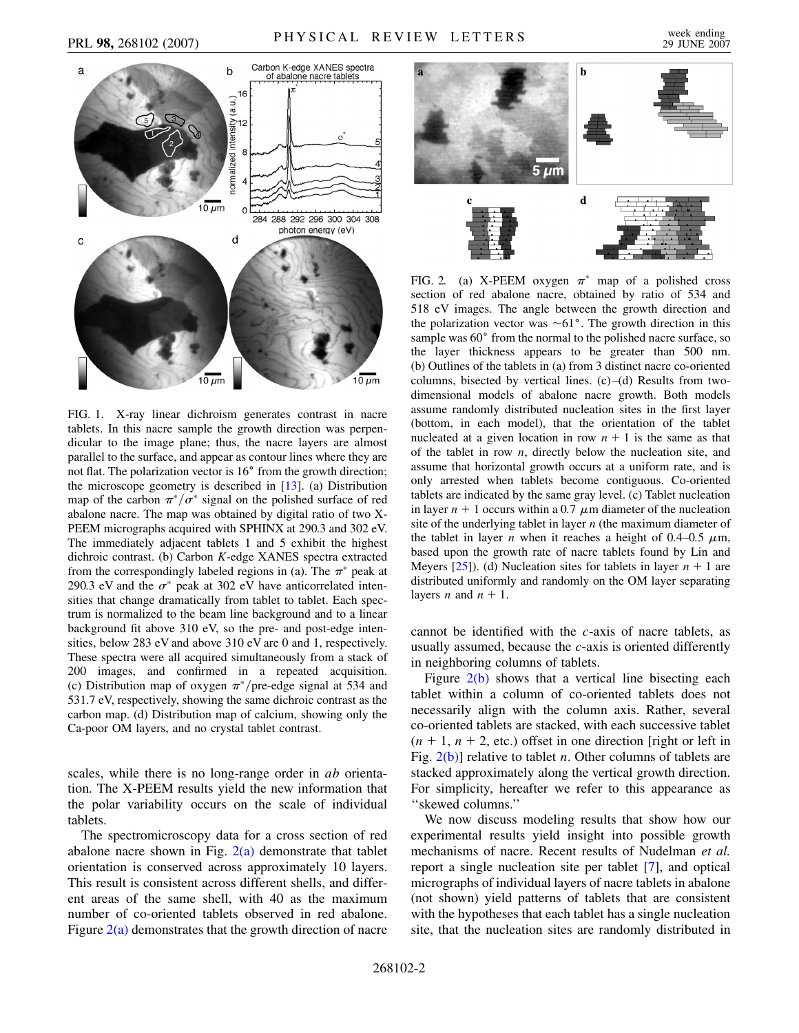FIG. 1. X-ray linear dichroism generates contrast in nacre tablets. In this nacre sample the growth direction was perpendicular to the image plane; thus, the nacre layers are almost parallel to the surface, and appear as contour lines where they are not flat. The polarization vector is 16° from the growth direction; the microscope geometry is described in [13]. (a) Distribution map of the carbon $\pi^*/\sigma^*$ signal on the polished surface of red abalone nacre. The map was obtained by digital ratio of two X-PEEM micrographs acquired with SPHINX at 290.3 and 302 eV. The immediately adjacent tablets 1 and 5 exhibit the highest dichroic contrast. (b) Carbon $K$-edge XANES spectra extracted from the correspondingly labeled regions in (a). The $\pi^*$ peak at 290.3 eV and the $\sigma^*$ peak at 302 eV have anticorrelated intensities that change dramatically from tablet to tablet. Each spectrum is normalized to the beam line background and to a linear background fit above 310 eV, so the pre- and post-edge intensities, below 283 eV and above 310 eV are 0 and 1, respectively. These spectra were all acquired simultaneously from a stack of 200 images, and confirmed in a repeated acquisition. (c) Distribution map of oxygen $\pi^*$/pre-edge signal at 534 and 531.7 eV, respectively, showing the same dichroic contrast as the carbon map. (d) Distribution map of calcium, showing only the Ca-poor OM layers, and no crystal tablet contrast.

scales, while there is no long-range order in $ab$ orientation. The X-PEEM results yield the new information that the polar variability occurs on the scale of individual tablets.

The spectromicroscopy data for a cross section of red abalone nacre shown in Fig. 2(a) demonstrate that tablet orientation is conserved across approximately 10 layers. This result is consistent across different shells, and different areas of the same shell, with 40 as the maximum number of co-oriented tablets observed in red abalone. Figure 2(a) demonstrates that the growth direction of nacre cannot be identified with the $c$-axis of nacre tablets, as usually assumed, because the $c$-axis is oriented differently in neighboring columns of tablets.

FIG. 2. (a) X-PEEM oxygen $\pi^*$ map of a polished cross section of red abalone nacre, obtained by ratio of 534 and 518 eV images. The angle between the growth direction and the polarization vector was ~61°. The growth direction in this sample was 60° from the normal to the polished nacre surface, so the layer thickness appears to be greater than 500 nm. (b) Outlines of the tablets in (a) from 3 distinct nacre co-oriented columns, bisected by vertical lines. (c)–(d) Results from two-dimensional models of abalone nacre growth. Both models assume randomly distributed nucleation sites in the first layer (bottom, in each model), that the orientation of the tablet nucleated at a given location in row $n + 1$ is the same as that of the tablet in row $n$, directly below the nucleation site, and assume that horizontal growth occurs at a uniform rate, and is only arrested when tablets become contiguous. Co-oriented tablets are indicated by the same gray level. (c) Tablet nucleation in layer $n + 1$ occurs within a 0.7 $\mu$m diameter of the nucleation site of the underlying tablet in layer $n$ (the maximum diameter of the tablet in layer $n$ when it reaches a height of 0.4–0.5 $\mu$m, based upon the growth rate of nacre tablets found by Lin and Meyers [25]). (d) Nucleation sites for tablets in layer $n + 1$ are distributed uniformly and randomly on the OM layer separating layers $n$ and $n + 1$.

Figure 2(b) shows that a vertical line bisecting each tablet within a column of co-oriented tablets does not necessarily align with the column axis. Rather, several co-oriented tablets are stacked, with each successive tablet ($n + 1$, $n + 2$, etc.) offset in one direction [right or left in Fig. 2(b)] relative to tablet $n$. Other columns of tablets are stacked approximately along the vertical growth direction. For simplicity, hereafter we refer to this appearance as "skewed columns."

We now discuss modeling results that show how our experimental results yield insight into possible growth mechanisms of nacre. Recent results of Nudelman *et al.* report a single nucleation site per tablet [7], and optical micrographs of individual layers of nacre tablets in abalone (not shown) yield patterns of tablets that are consistent with the hypotheses that each tablet has a single nucleation site, that the nucleation sites are randomly distributed in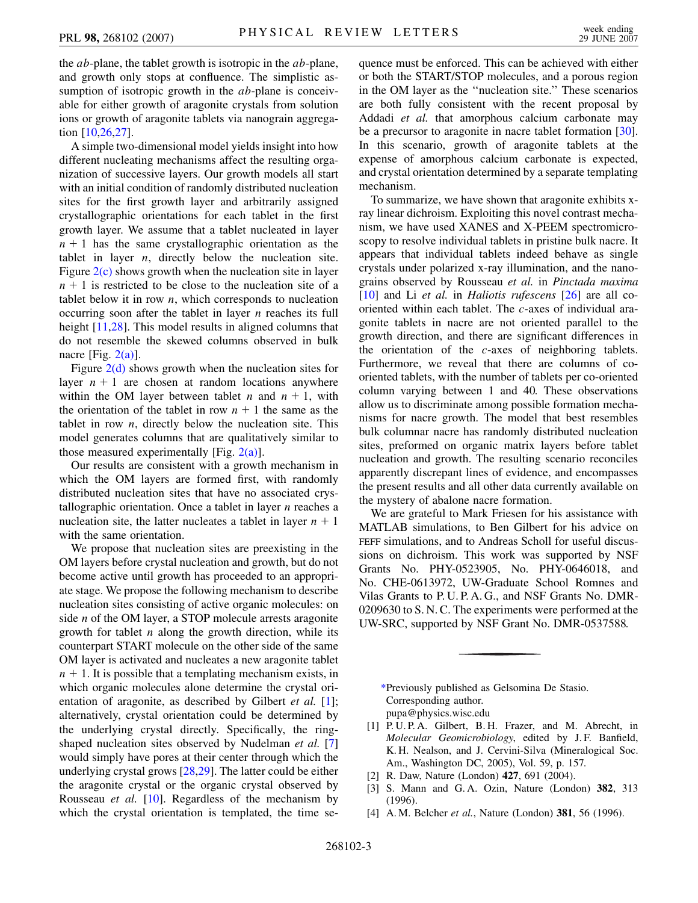the *ab*-plane, the tablet growth is isotropic in the *ab*-plane, and growth only stops at confluence. The simplistic assumption of isotropic growth in the *ab*-plane is conceivable for either growth of aragonite crystals from solution ions or growth of aragonite tablets via nanograin aggregation [10,26,27].

A simple two-dimensional model yields insight into how different nucleating mechanisms affect the resulting organization of successive layers. Our growth models all start with an initial condition of randomly distributed nucleation sites for the first growth layer and arbitrarily assigned crystallographic orientations for each tablet in the first growth layer. We assume that a tablet nucleated in layer $n + 1$ has the same crystallographic orientation as the tablet in layer $n$, directly below the nucleation site. Figure 2(c) shows growth when the nucleation site in layer $n + 1$ is restricted to be close to the nucleation site of a tablet below it in row $n$, which corresponds to nucleation occurring soon after the tablet in layer $n$ reaches its full height [11,28]. This model results in aligned columns that do not resemble the skewed columns observed in bulk nacre [Fig. 2(a)].

Figure 2(d) shows growth when the nucleation sites for layer $n + 1$ are chosen at random locations anywhere within the OM layer between tablet $n$ and $n + 1$, with the orientation of the tablet in row $n + 1$ the same as the tablet in row $n$, directly below the nucleation site. This model generates columns that are qualitatively similar to those measured experimentally [Fig. 2(a)].

Our results are consistent with a growth mechanism in which the OM layers are formed first, with randomly distributed nucleation sites that have no associated crystallographic orientation. Once a tablet in layer $n$ reaches a nucleation site, the latter nucleates a tablet in layer $n + 1$ with the same orientation.

We propose that nucleation sites are preexisting in the OM layers before crystal nucleation and growth, but do not become active until growth has proceeded to an appropriate stage. We propose the following mechanism to describe nucleation sites consisting of active organic molecules: on side $n$ of the OM layer, a STOP molecule arrests aragonite growth for tablet $n$ along the growth direction, while its counterpart START molecule on the other side of the same OM layer is activated and nucleates a new aragonite tablet $n + 1$. It is possible that a templating mechanism exists, in which organic molecules alone determine the crystal orientation of aragonite, as described by Gilbert *et al.* [1]; alternatively, crystal orientation could be determined by the underlying crystal directly. Specifically, the ring-shaped nucleation sites observed by Nudelman *et al.* [7] would simply have pores at their center through which the underlying crystal grows [28,29]. The latter could be either the aragonite crystal or the organic crystal observed by Rousseau *et al.* [10]. Regardless of the mechanism by which the crystal orientation is templated, the time sequence must be enforced. This can be achieved with either or both the START/STOP molecules, and a porous region in the OM layer as the "nucleation site." These scenarios are both fully consistent with the recent proposal by Addadi *et al.* that amorphous calcium carbonate may be a precursor to aragonite in nacre tablet formation [30]. In this scenario, growth of aragonite tablets at the expense of amorphous calcium carbonate is expected, and crystal orientation determined by a separate templating mechanism.

To summarize, we have shown that aragonite exhibits x-ray linear dichroism. Exploiting this novel contrast mechanism, we have used XANES and X-PEEM spectromicroscopy to resolve individual tablets in pristine bulk nacre. It appears that individual tablets indeed behave as single crystals under polarized x-ray illumination, and the nanograins observed by Rousseau *et al.* in *Pinctada maxima* [10] and Li *et al.* in *Haliotis rufescens* [26] are all co-oriented within each tablet. The *c*-axes of individual aragonite tablets in nacre are not oriented parallel to the growth direction, and there are significant differences in the orientation of the *c*-axes of neighboring tablets. Furthermore, we reveal that there are columns of co-oriented tablets, with the number of tablets per co-oriented column varying between 1 and 40. These observations allow us to discriminate among possible formation mechanisms for nacre growth. The model that best resembles bulk columnar nacre has randomly distributed nucleation sites, preformed on organic matrix layers before tablet nucleation and growth. The resulting scenario reconciles apparently discrepant lines of evidence, and encompasses the present results and all other data currently available on the mystery of abalone nacre formation.

We are grateful to Mark Friesen for his assistance with MATLAB simulations, to Ben Gilbert for his advice on FEFF simulations, and to Andreas Scholl for useful discussions on dichroism. This work was supported by NSF Grants No. PHY-0523905, No. PHY-0646018, and No. CHE-0613972, UW-Graduate School Romnes and Vilas Grants to P. U. P. A. G., and NSF Grants No. DMR-0209630 to S. N. C. The experiments were performed at the UW-SRC, supported by NSF Grant No. DMR-0537588.

---

*Previously published as Gelsomina De Stasio. Corresponding author. pupa@physics.wisc.edu

[1] P. U. P. A. Gilbert, B. H. Frazer, and M. Abrecht, in *Molecular Geomicrobiology*, edited by J. F. Banfield, K. H. Nealson, and J. Cervini-Silva (Mineralogical Soc. Am., Washington DC, 2005), Vol. 59, p. 157.

[2] R. Daw, Nature (London) **427**, 691 (2004).

[3] S. Mann and G. A. Ozin, Nature (London) **382**, 313 (1996).

[4] A. M. Belcher *et al.*, Nature (London) **381**, 56 (1996).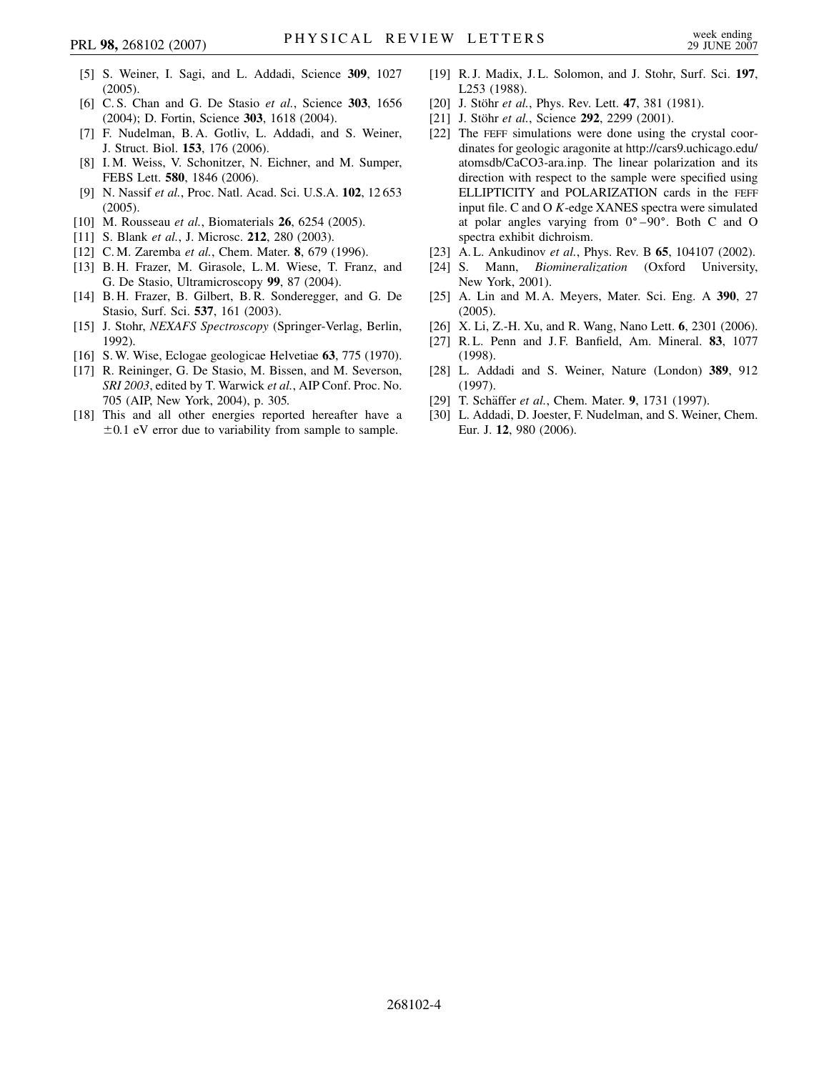[5] S. Weiner, I. Sagi, and L. Addadi, Science **309**, 1027 (2005).

[6] C. S. Chan and G. De Stasio *et al.*, Science **303**, 1656 (2004); D. Fortin, Science **303**, 1618 (2004).

[7] F. Nudelman, B. A. Gotliv, L. Addadi, and S. Weiner, J. Struct. Biol. **153**, 176 (2006).

[8] I. M. Weiss, V. Schonitzer, N. Eichner, and M. Sumper, FEBS Lett. **580**, 1846 (2006).

[9] N. Nassif *et al.*, Proc. Natl. Acad. Sci. U.S.A. **102**, 12 653 (2005).

[10] M. Rousseau *et al.*, Biomaterials **26**, 6254 (2005).

[11] S. Blank *et al.*, J. Microsc. **212**, 280 (2003).

[12] C. M. Zaremba *et al.*, Chem. Mater. **8**, 679 (1996).

[13] B. H. Frazer, M. Girasole, L. M. Wiese, T. Franz, and G. De Stasio, Ultramicroscopy **99**, 87 (2004).

[14] B. H. Frazer, B. Gilbert, B. R. Sonderegger, and G. De Stasio, Surf. Sci. **537**, 161 (2003).

[15] J. Stohr, *NEXAFS Spectroscopy* (Springer-Verlag, Berlin, 1992).

[16] S. W. Wise, Eclogae geologicae Helvetiae **63**, 775 (1970).

[17] R. Reininger, G. De Stasio, M. Bissen, and M. Severson, *SRI 2003*, edited by T. Warwick *et al.*, AIP Conf. Proc. No. 705 (AIP, New York, 2004), p. 305.

[18] This and all other energies reported hereafter have a $\pm 0.1$ eV error due to variability from sample to sample.

[19] R. J. Madix, J. L. Solomon, and J. Stohr, Surf. Sci. **197**, L253 (1988).

[20] J. Stöhr *et al.*, Phys. Rev. Lett. **47**, 381 (1981).

[21] J. Stöhr *et al.*, Science **292**, 2299 (2001).

[22] The FEFF simulations were done using the crystal coordinates for geologic aragonite at http://cars9.uchicago.edu/atomsdb/CaCO3-ara.inp. The linear polarization and its direction with respect to the sample were specified using ELLIPTICITY and POLARIZATION cards in the FEFF input file. C and O $K$-edge XANES spectra were simulated at polar angles varying from $0°$–$90°$. Both C and O spectra exhibit dichroism.

[23] A. L. Ankudinov *et al.*, Phys. Rev. B **65**, 104107 (2002).

[24] S. Mann, *Biomineralization* (Oxford University, New York, 2001).

[25] A. Lin and M. A. Meyers, Mater. Sci. Eng. A **390**, 27 (2005).

[26] X. Li, Z.-H. Xu, and R. Wang, Nano Lett. **6**, 2301 (2006).

[27] R. L. Penn and J. F. Banfield, Am. Mineral. **83**, 1077 (1998).

[28] L. Addadi and S. Weiner, Nature (London) **389**, 912 (1997).

[29] T. Schäffer *et al.*, Chem. Mater. **9**, 1731 (1997).

[30] L. Addadi, D. Joester, F. Nudelman, and S. Weiner, Chem. Eur. J. **12**, 980 (2006).